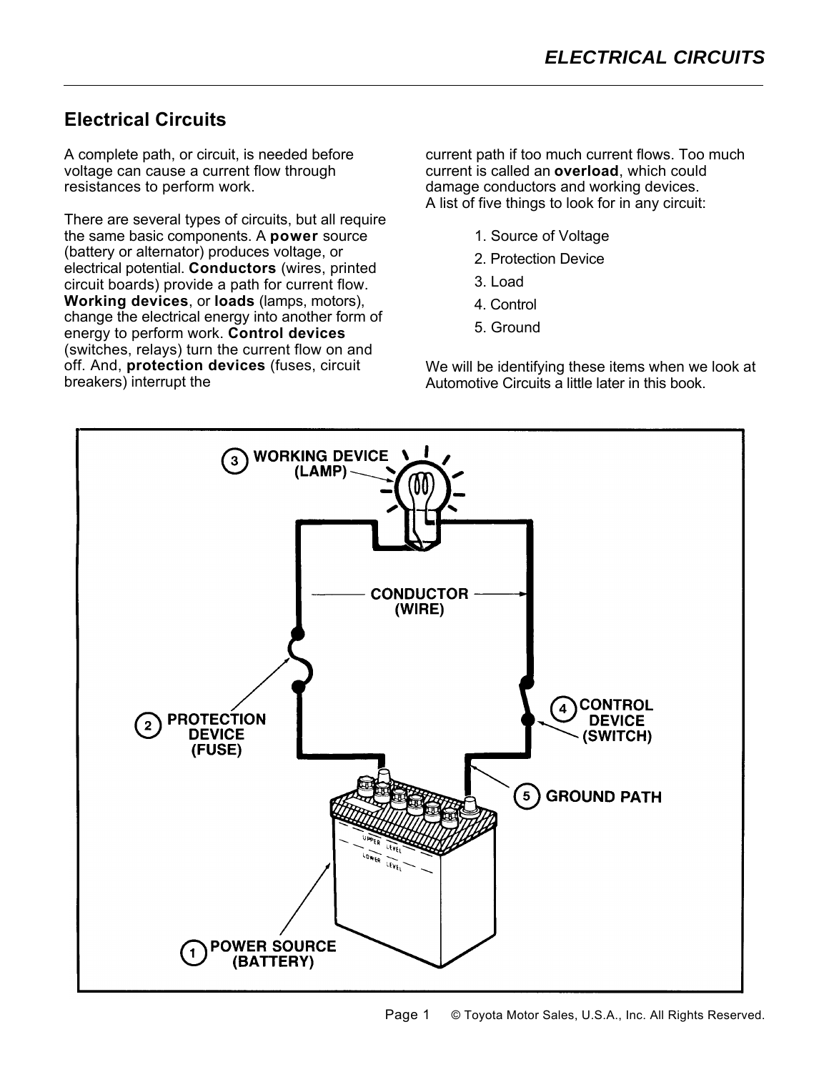## Electrical Circuits

A complete path, or circuit, is needed before voltage can cause a current flow through resistances to perform work.

There are several types of circuits, but all require the same basic components. A **power** source (battery or alternator) produces voltage, or electrical potential. **Conductors** (wires, printed circuit boards) provide a path for current flow. **Working devices**, or **loads** (lamps, motors), change the electrical energy into another form of energy to perform work. **Control devices** (switches, relays) turn the current flow on and off. And, **protection devices** (fuses, circuit breakers) interrupt the current path if too much current flows. Too much current is called an **overload**, which could damage conductors and working devices.
A list of five things to look for in any circuit:

1. Source of Voltage
2. Protection Device
3. Load
4. Control
5. Ground

We will be identifying these items when we look at Automotive Circuits a little later in this book.

3 WORKING DEVICE (LAMP)

CONDUCTOR (WIRE)

2 PROTECTION DEVICE (FUSE)

4 CONTROL DEVICE (SWITCH)

5 GROUND PATH

1 POWER SOURCE (BATTERY)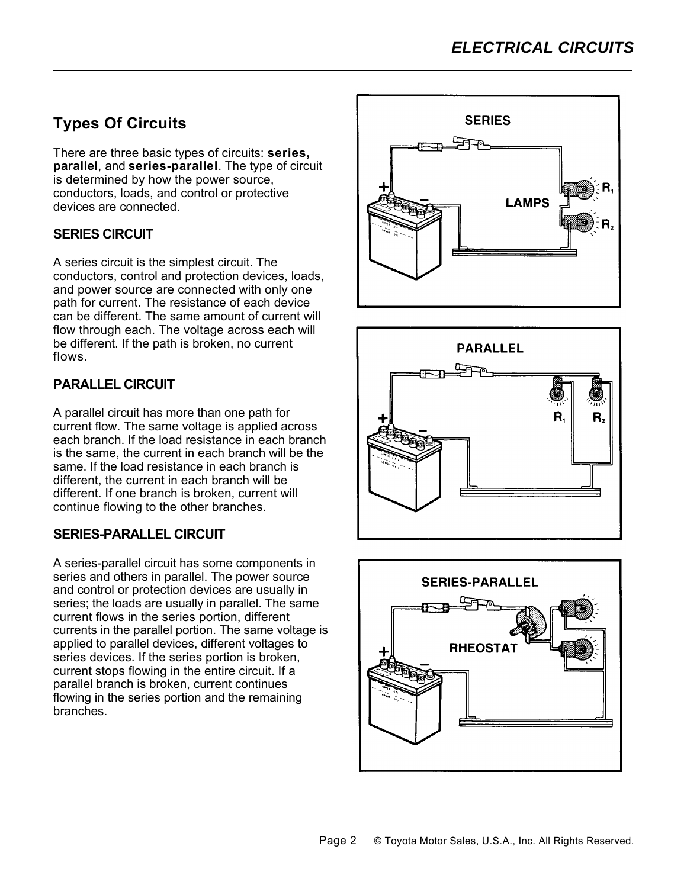## Types Of Circuits

There are three basic types of circuits: **series, parallel**, and **series-parallel**. The type of circuit is determined by how the power source, conductors, loads, and control or protective devices are connected.

### SERIES CIRCUIT

A series circuit is the simplest circuit. The conductors, control and protection devices, loads, and power source are connected with only one path for current. The resistance of each device can be different. The same amount of current will flow through each. The voltage across each will be different. If the path is broken, no current flows.

### PARALLEL CIRCUIT

A parallel circuit has more than one path for current flow. The same voltage is applied across each branch. If the load resistance in each branch is the same, the current in each branch will be the same. If the load resistance in each branch is different, the current in each branch will be different. If one branch is broken, current will continue flowing to the other branches.

### SERIES-PARALLEL CIRCUIT

A series-parallel circuit has some components in series and others in parallel. The power source and control or protection devices are usually in series; the loads are usually in parallel. The same current flows in the series portion, different currents in the parallel portion. The same voltage is applied to parallel devices, different voltages to series devices. If the series portion is broken, current stops flowing in the entire circuit. If a parallel branch is broken, current continues flowing in the series portion and the remaining branches.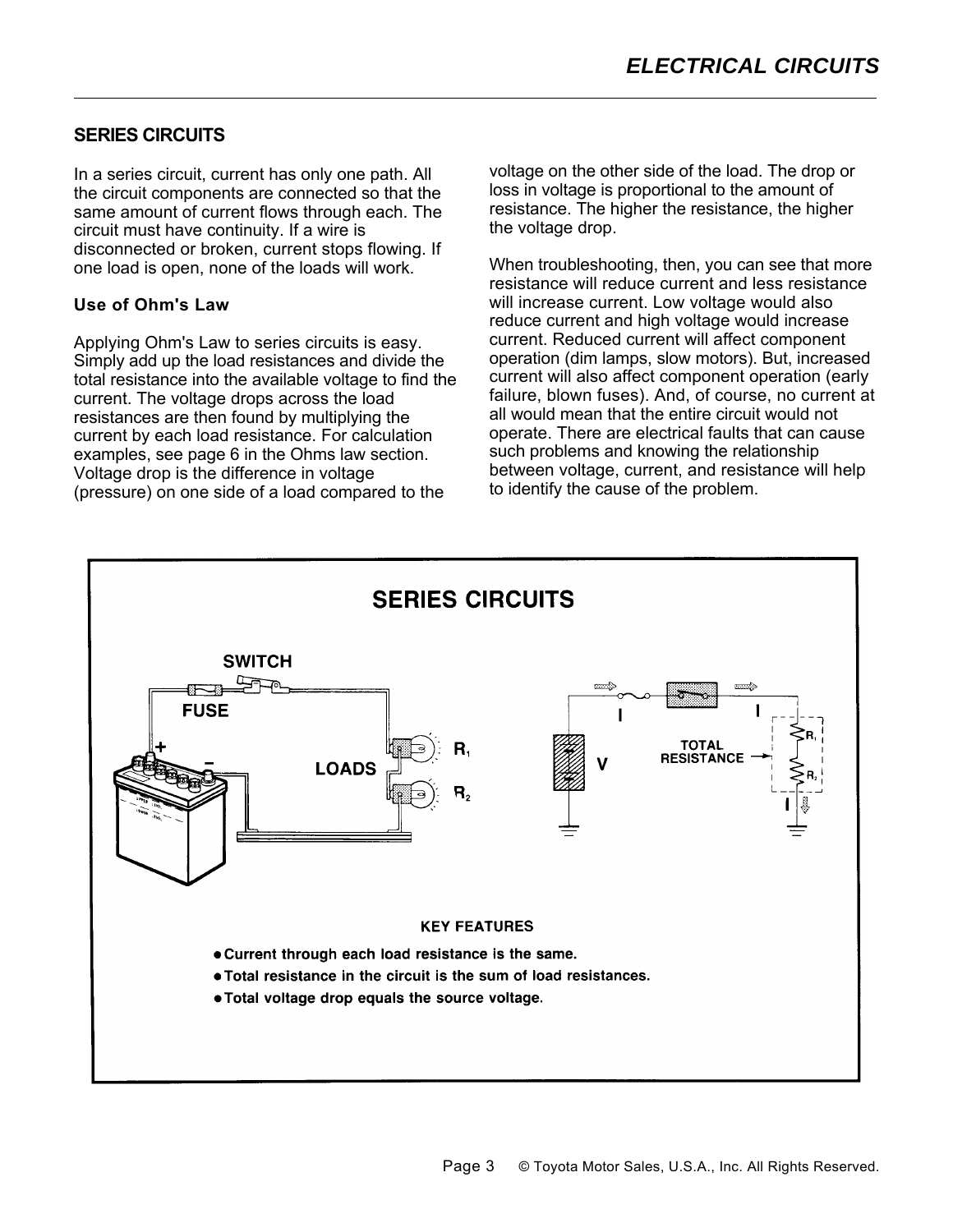## SERIES CIRCUITS

In a series circuit, current has only one path. All the circuit components are connected so that the same amount of current flows through each. The circuit must have continuity. If a wire is disconnected or broken, current stops flowing. If one load is open, none of the loads will work.

### Use of Ohm's Law

Applying Ohm's Law to series circuits is easy. Simply add up the load resistances and divide the total resistance into the available voltage to find the current. The voltage drops across the load resistances are then found by multiplying the current by each load resistance. For calculation examples, see page 6 in the Ohms law section. Voltage drop is the difference in voltage (pressure) on one side of a load compared to the voltage on the other side of the load. The drop or loss in voltage is proportional to the amount of resistance. The higher the resistance, the higher the voltage drop.

When troubleshooting, then, you can see that more resistance will reduce current and less resistance will increase current. Low voltage would also reduce current and high voltage would increase current. Reduced current will affect component operation (dim lamps, slow motors). But, increased current will also affect component operation (early failure, blown fuses). And, of course, no current at all would mean that the entire circuit would not operate. There are electrical faults that can cause such problems and knowing the relationship between voltage, current, and resistance will help to identify the cause of the problem.

**SERIES CIRCUITS**

SWITCH
FUSE
LOADS
$R_1$
$R_2$
V
I
TOTAL RESISTANCE

**KEY FEATURES**

- **Current through each load resistance is the same.**
- **Total resistance in the circuit is the sum of load resistances.**
- **Total voltage drop equals the source voltage.**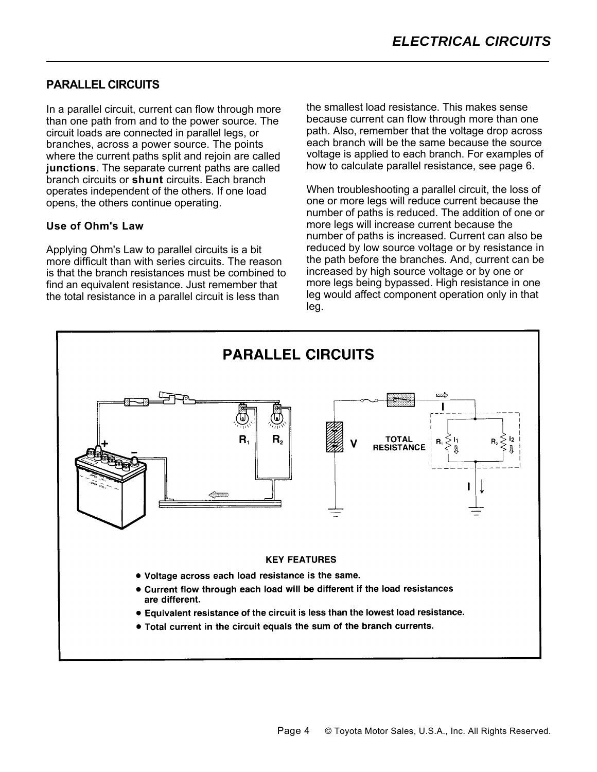## PARALLEL CIRCUITS

In a parallel circuit, current can flow through more than one path from and to the power source. The circuit loads are connected in parallel legs, or branches, across a power source. The points where the current paths split and rejoin are called **junctions**. The separate current paths are called branch circuits or **shunt** circuits. Each branch operates independent of the others. If one load opens, the others continue operating.

### Use of Ohm's Law

Applying Ohm's Law to parallel circuits is a bit more difficult than with series circuits. The reason is that the branch resistances must be combined to find an equivalent resistance. Just remember that the total resistance in a parallel circuit is less than the smallest load resistance. This makes sense because current can flow through more than one path. Also, remember that the voltage drop across each branch will be the same because the source voltage is applied to each branch. For examples of how to calculate parallel resistance, see page 6.

When troubleshooting a parallel circuit, the loss of one or more legs will reduce current because the number of paths is reduced. The addition of one or more legs will increase current because the number of paths is increased. Current can also be reduced by low source voltage or by resistance in the path before the branches. And, current can be increased by high source voltage or by one or more legs being bypassed. High resistance in one leg would affect component operation only in that leg.

**PARALLEL CIRCUITS**

$R_1$ $R_2$ V TOTAL RESISTANCE $R_1$ $I_1$ $R_2$ $I_2$ I

**KEY FEATURES**

- Voltage across each load resistance is the same.
- Current flow through each load will be different if the load resistances are different.
- Equivalent resistance of the circuit is less than the lowest load resistance.
- Total current in the circuit equals the sum of the branch currents.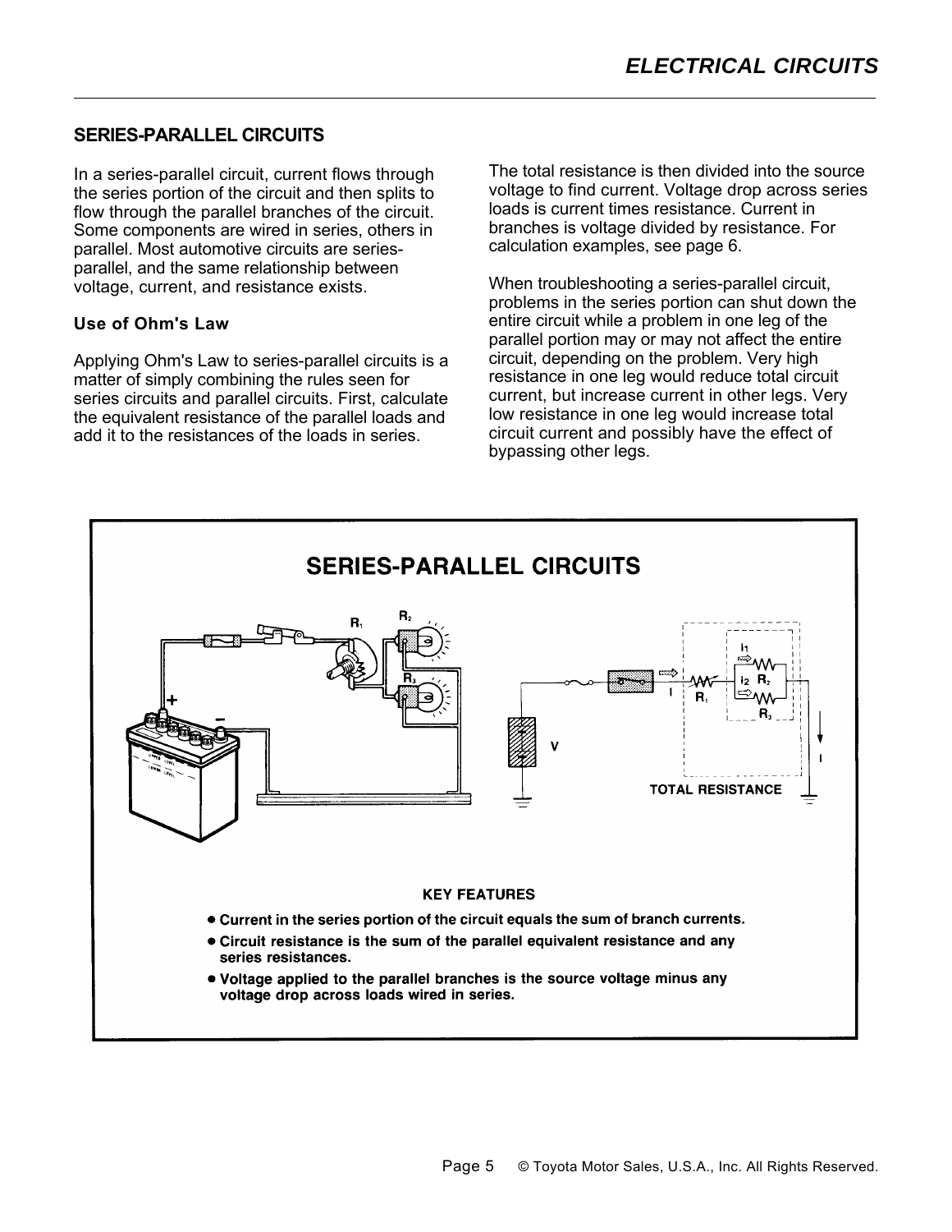## SERIES-PARALLEL CIRCUITS

In a series-parallel circuit, current flows through the series portion of the circuit and then splits to flow through the parallel branches of the circuit. Some components are wired in series, others in parallel. Most automotive circuits are series-parallel, and the same relationship between voltage, current, and resistance exists.

### Use of Ohm's Law

Applying Ohm's Law to series-parallel circuits is a matter of simply combining the rules seen for series circuits and parallel circuits. First, calculate the equivalent resistance of the parallel loads and add it to the resistances of the loads in series. The total resistance is then divided into the source voltage to find current. Voltage drop across series loads is current times resistance. Current in branches is voltage divided by resistance. For calculation examples, see page 6.

When troubleshooting a series-parallel circuit, problems in the series portion can shut down the entire circuit while a problem in one leg of the parallel portion may or may not affect the entire circuit, depending on the problem. Very high resistance in one leg would reduce total circuit current, but increase current in other legs. Very low resistance in one leg would increase total circuit current and possibly have the effect of bypassing other legs.

**SERIES-PARALLEL CIRCUITS**

**KEY FEATURES**

- **Current in the series portion of the circuit equals the sum of branch currents.**
- **Circuit resistance is the sum of the parallel equivalent resistance and any series resistances.**
- **Voltage applied to the parallel branches is the source voltage minus any voltage drop across loads wired in series.**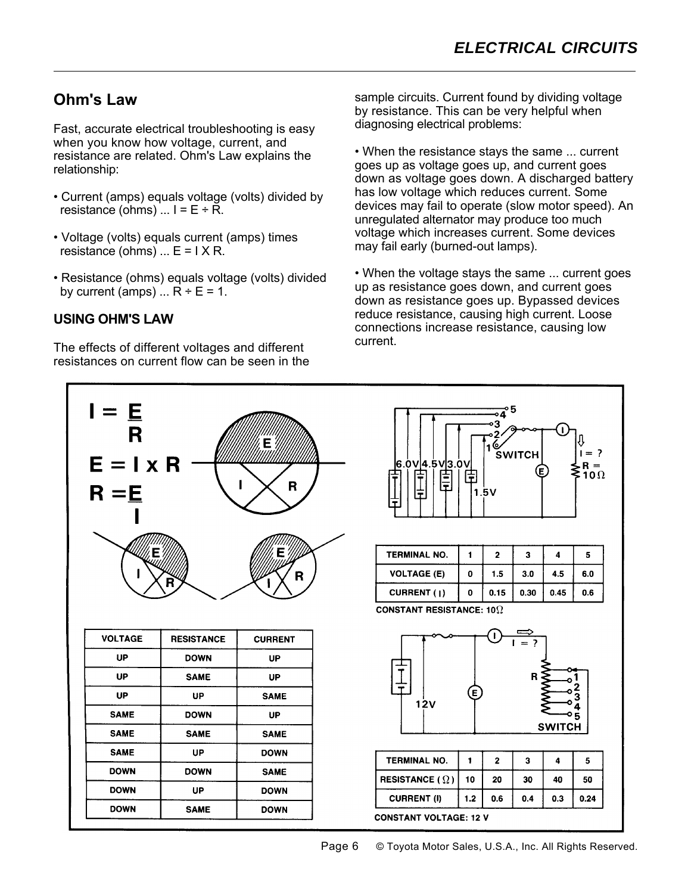## Ohm's Law

Fast, accurate electrical troubleshooting is easy when you know how voltage, current, and resistance are related. Ohm's Law explains the relationship:

- Current (amps) equals voltage (volts) divided by resistance (ohms) ... I = E ÷ R.
- Voltage (volts) equals current (amps) times resistance (ohms) ... E = I X R.
- Resistance (ohms) equals voltage (volts) divided by current (amps) ... R ÷ E = 1.

### USING OHM'S LAW

The effects of different voltages and different resistances on current flow can be seen in the sample circuits. Current found by dividing voltage by resistance. This can be very helpful when diagnosing electrical problems:

- When the resistance stays the same ... current goes up as voltage goes up, and current goes down as voltage goes down. A discharged battery has low voltage which reduces current. Some devices may fail to operate (slow motor speed). An unregulated alternator may produce too much voltage which increases current. Some devices may fail early (burned-out lamps).
- When the voltage stays the same ... current goes up as resistance goes down, and current goes down as resistance goes up. Bypassed devices reduce resistance, causing high current. Loose connections increase resistance, causing low current.

$$I = \frac{E}{R}$$

$$E = I \times R$$

$$R = \frac{E}{I}$$

| VOLTAGE | RESISTANCE | CURRENT |
|---|---|---|
| UP | DOWN | UP |
| UP | SAME | UP |
| UP | UP | SAME |
| SAME | DOWN | UP |
| SAME | SAME | SAME |
| SAME | UP | DOWN |
| DOWN | DOWN | SAME |
| DOWN | UP | DOWN |
| DOWN | SAME | DOWN |

| TERMINAL NO. | 1 | 2 | 3 | 4 | 5 |
|---|---|---|---|---|---|
| VOLTAGE (E) | 0 | 1.5 | 3.0 | 4.5 | 6.0 |
| CURRENT (I) | 0 | 0.15 | 0.30 | 0.45 | 0.6 |

CONSTANT RESISTANCE: 10Ω

| TERMINAL NO. | 1 | 2 | 3 | 4 | 5 |
|---|---|---|---|---|---|
| RESISTANCE (Ω) | 10 | 20 | 30 | 40 | 50 |
| CURRENT (I) | 1.2 | 0.6 | 0.4 | 0.3 | 0.24 |

CONSTANT VOLTAGE: 12 V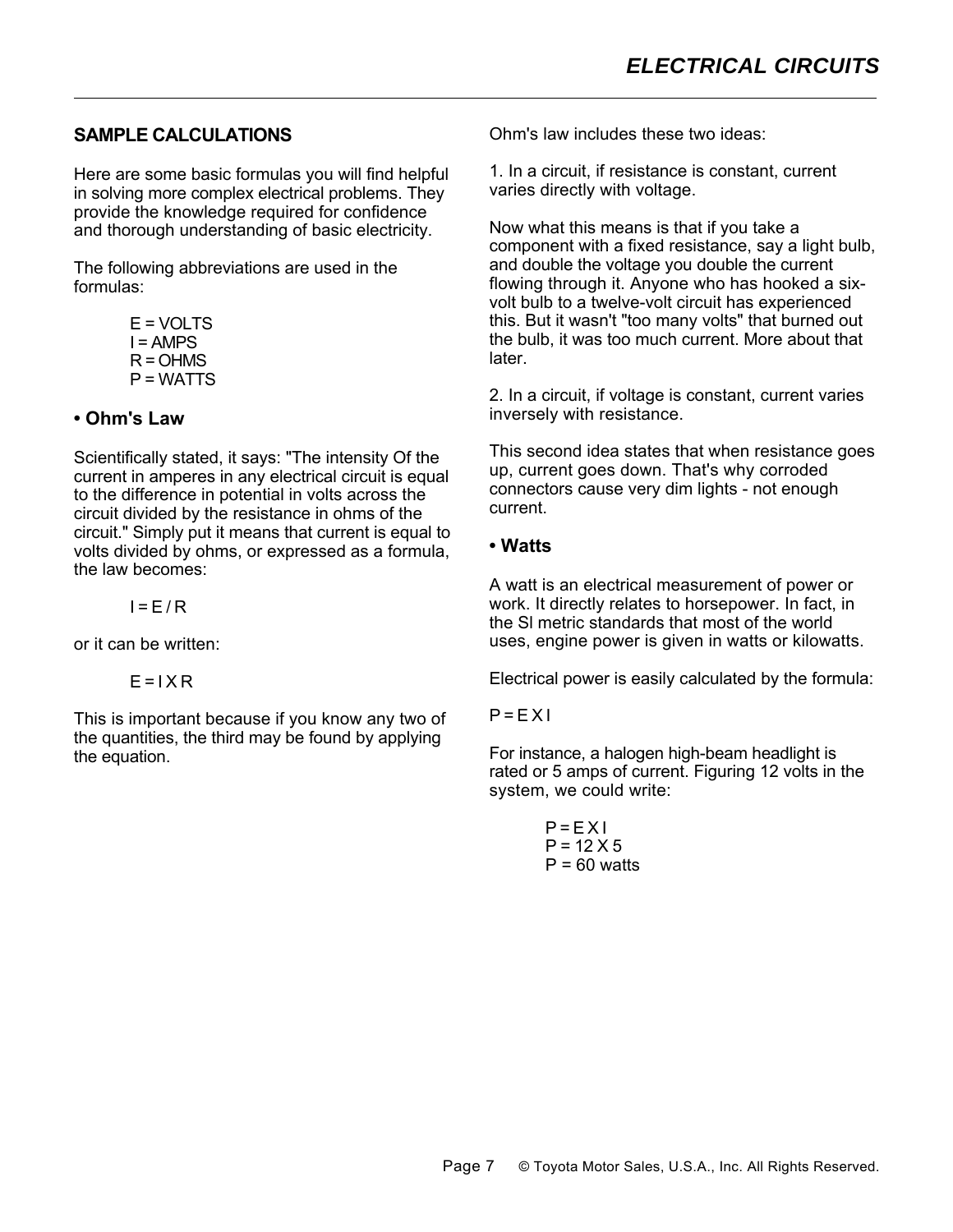## SAMPLE CALCULATIONS

Here are some basic formulas you will find helpful in solving more complex electrical problems. They provide the knowledge required for confidence and thorough understanding of basic electricity.

The following abbreviations are used in the formulas:

E = VOLTS
I = AMPS
R = OHMS
P = WATTS

### • Ohm's Law

Scientifically stated, it says: "The intensity Of the current in amperes in any electrical circuit is equal to the difference in potential in volts across the circuit divided by the resistance in ohms of the circuit." Simply put it means that current is equal to volts divided by ohms, or expressed as a formula, the law becomes:

$$I = E / R$$

or it can be written:

$$E = I \times R$$

This is important because if you know any two of the quantities, the third may be found by applying the equation.

Ohm's law includes these two ideas:

1. In a circuit, if resistance is constant, current varies directly with voltage.

Now what this means is that if you take a component with a fixed resistance, say a light bulb, and double the voltage you double the current flowing through it. Anyone who has hooked a six-volt bulb to a twelve-volt circuit has experienced this. But it wasn't "too many volts" that burned out the bulb, it was too much current. More about that later.

2. In a circuit, if voltage is constant, current varies inversely with resistance.

This second idea states that when resistance goes up, current goes down. That's why corroded connectors cause very dim lights - not enough current.

### • Watts

A watt is an electrical measurement of power or work. It directly relates to horsepower. In fact, in the SI metric standards that most of the world uses, engine power is given in watts or kilowatts.

Electrical power is easily calculated by the formula:

$$P = E \times I$$

For instance, a halogen high-beam headlight is rated or 5 amps of current. Figuring 12 volts in the system, we could write:

$$P = E \times I$$
$$P = 12 \times 5$$
$$P = 60 \text{ watts}$$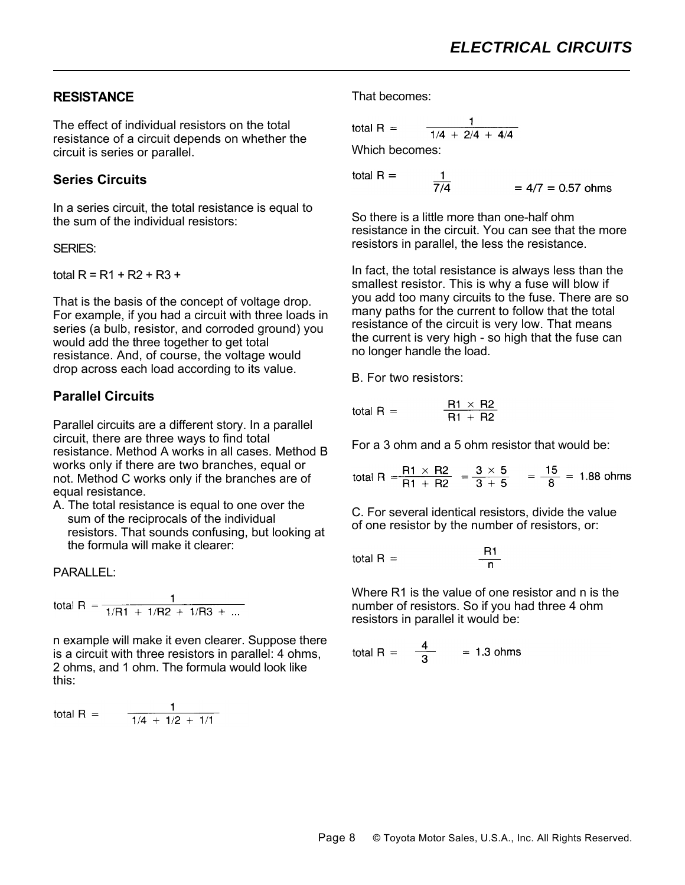## RESISTANCE

The effect of individual resistors on the total resistance of a circuit depends on whether the circuit is series or parallel.

### Series Circuits

In a series circuit, the total resistance is equal to the sum of the individual resistors:

SERIES:

total R = R1 + R2 + R3 +

That is the basis of the concept of voltage drop. For example, if you had a circuit with three loads in series (a bulb, resistor, and corroded ground) you would add the three together to get total resistance. And, of course, the voltage would drop across each load according to its value.

### Parallel Circuits

Parallel circuits are a different story. In a parallel circuit, there are three ways to find total resistance. Method A works in all cases. Method B works only if there are two branches, equal or not. Method C works only if the branches are of equal resistance.

A. The total resistance is equal to one over the sum of the reciprocals of the individual resistors. That sounds confusing, but looking at the formula will make it clearer:

PARALLEL:

$$\text{total R} = \frac{1}{1/R1 + 1/R2 + 1/R3 + \ldots}$$

n example will make it even clearer. Suppose there is a circuit with three resistors in parallel: 4 ohms, 2 ohms, and 1 ohm. The formula would look like this:

$$\text{total R} = \frac{1}{1/4 + 1/2 + 1/1}$$

That becomes:

$$\text{total R} = \frac{1}{1/4 + 2/4 + 4/4}$$

Which becomes:

$$\text{total R} = \frac{1}{7/4} = 4/7 = 0.57 \text{ ohms}$$

So there is a little more than one-half ohm resistance in the circuit. You can see that the more resistors in parallel, the less the resistance.

In fact, the total resistance is always less than the smallest resistor. This is why a fuse will blow if you add too many circuits to the fuse. There are so many paths for the current to follow that the total resistance of the circuit is very low. That means the current is very high - so high that the fuse can no longer handle the load.

B. For two resistors:

$$\text{total R} = \frac{R1 \times R2}{R1 + R2}$$

For a 3 ohm and a 5 ohm resistor that would be:

$$\text{total R} = \frac{R1 \times R2}{R1 + R2} = \frac{3 \times 5}{3 + 5} = \frac{15}{8} = 1.88 \text{ ohms}$$

C. For several identical resistors, divide the value of one resistor by the number of resistors, or:

$$\text{total R} = \frac{R1}{n}$$

Where R1 is the value of one resistor and n is the number of resistors. So if you had three 4 ohm resistors in parallel it would be:

$$\text{total R} = \frac{4}{3} = 1.3 \text{ ohms}$$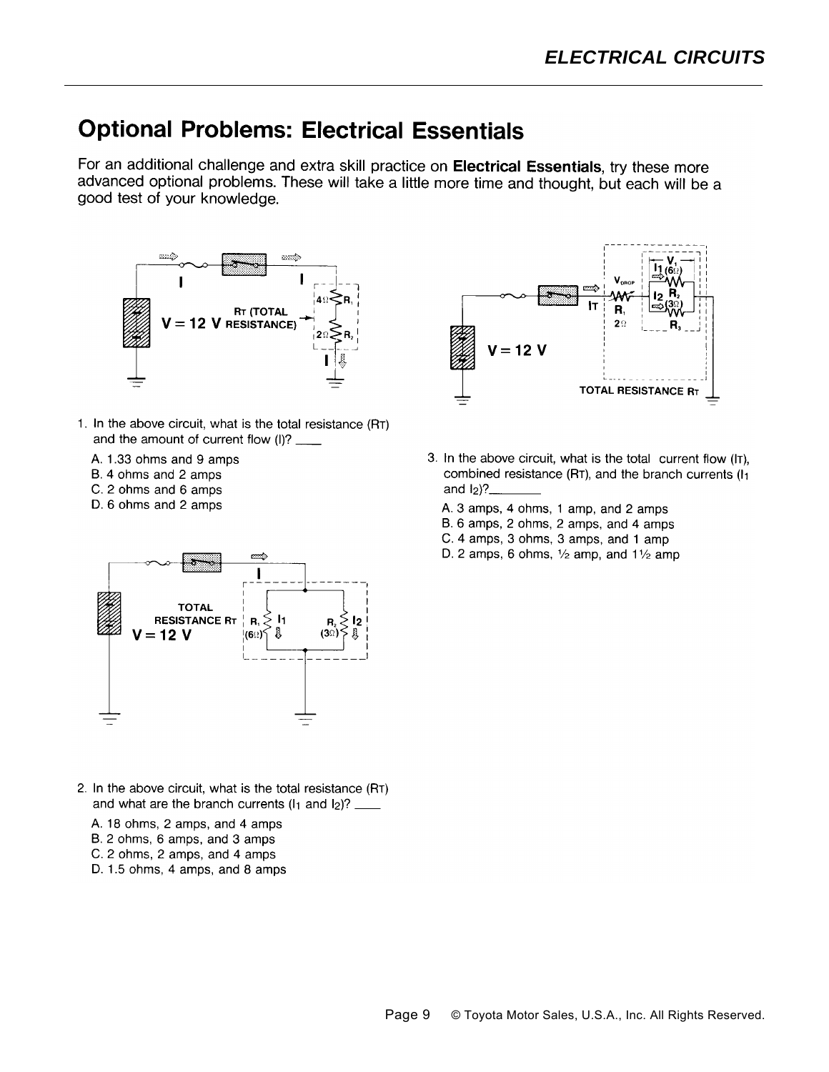# Optional Problems: Electrical Essentials

For an additional challenge and extra skill practice on **Electrical Essentials**, try these more advanced optional problems. These will take a little more time and thought, but each will be a good test of your knowledge.

1. In the above circuit, what is the total resistance ($R_T$) and the amount of current flow (I)? ____

   A. 1.33 ohms and 9 amps
   B. 4 ohms and 2 amps
   C. 2 ohms and 6 amps
   D. 6 ohms and 2 amps

2. In the above circuit, what is the total resistance ($R_T$) and what are the branch currents ($I_1$ and $I_2$)? ____

   A. 18 ohms, 2 amps, and 4 amps
   B. 2 ohms, 6 amps, and 3 amps
   C. 2 ohms, 2 amps, and 4 amps
   D. 1.5 ohms, 4 amps, and 8 amps

3. In the above circuit, what is the total current flow ($I_T$), combined resistance ($R_T$), and the branch currents ($I_1$ and $I_2$)?________

   A. 3 amps, 4 ohms, 1 amp, and 2 amps
   B. 6 amps, 2 ohms, 2 amps, and 4 amps
   C. 4 amps, 3 ohms, 3 amps, and 1 amp
   D. 2 amps, 6 ohms, ½ amp, and 1½ amp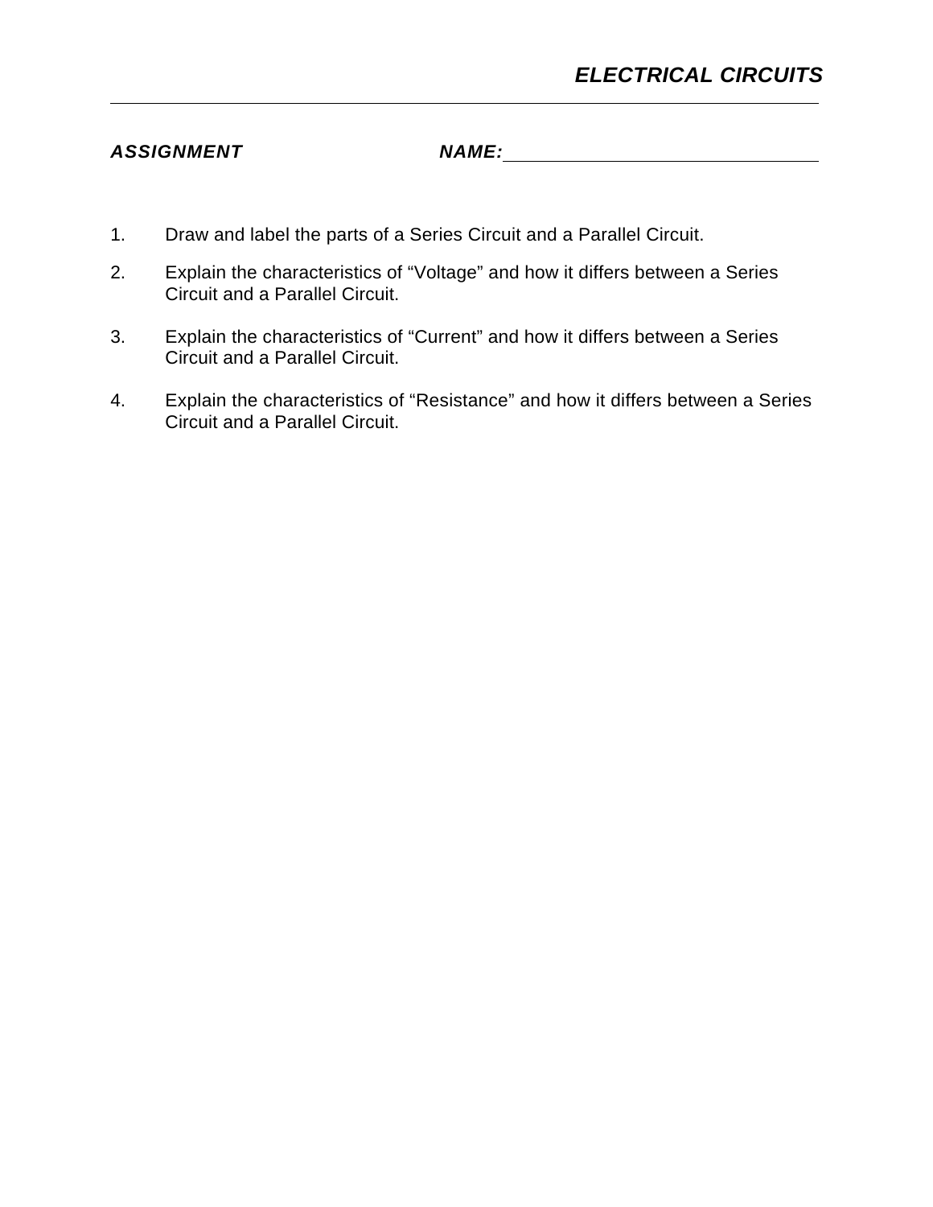# *ELECTRICAL CIRCUITS*

***ASSIGNMENT*** ***NAME:*** ______________________________

1. Draw and label the parts of a Series Circuit and a Parallel Circuit.
2. Explain the characteristics of “Voltage” and how it differs between a Series Circuit and a Parallel Circuit.
3. Explain the characteristics of “Current” and how it differs between a Series Circuit and a Parallel Circuit.
4. Explain the characteristics of “Resistance” and how it differs between a Series Circuit and a Parallel Circuit.